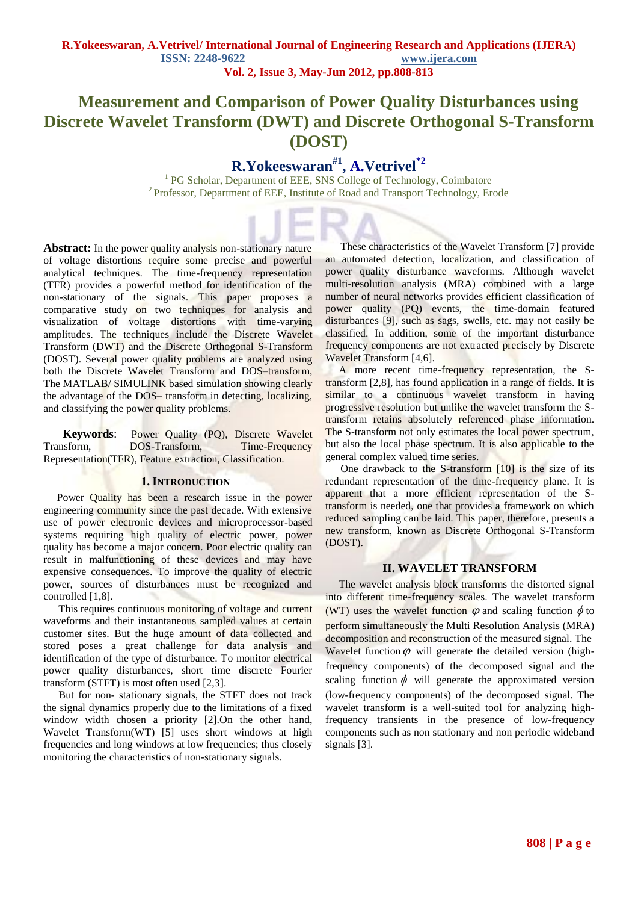# Measurement and Comparison of Power Quality Disturbances using Discrete Wavelet Transform (DWT) and Discrete Orthogonal S-Transform (DOST)

**R.Yokeeswaran[#1], A.Vetrivel[*2]**

[1] PG Scholar, Department of EEE, SNS College of Technology, Coimbatore
[2] Professor, Department of EEE, Institute of Road and Transport Technology, Erode

**Abstract:** In the power quality analysis non-stationary nature of voltage distortions require some precise and powerful analytical techniques. The time-frequency representation (TFR) provides a powerful method for identification of the non-stationary of the signals. This paper proposes a comparative study on two techniques for analysis and visualization of voltage distortions with time-varying amplitudes. The techniques include the Discrete Wavelet Transform (DWT) and the Discrete Orthogonal S-Transform (DOST). Several power quality problems are analyzed using both the Discrete Wavelet Transform and DOS–transform, The MATLAB/ SIMULINK based simulation showing clearly the advantage of the DOS– transform in detecting, localizing, and classifying the power quality problems.

**Keywords**: Power Quality (PQ), Discrete Wavelet Transform, DOS-Transform, Time-Frequency Representation(TFR), Feature extraction, Classification.

## 1. Introduction

Power Quality has been a research issue in the power engineering community since the past decade. With extensive use of power electronic devices and microprocessor-based systems requiring high quality of electric power, power quality has become a major concern. Poor electric quality can result in malfunctioning of these devices and may have expensive consequences. To improve the quality of electric power, sources of disturbances must be recognized and controlled [1,8].

This requires continuous monitoring of voltage and current waveforms and their instantaneous sampled values at certain customer sites. But the huge amount of data collected and stored poses a great challenge for data analysis and identification of the type of disturbance. To monitor electrical power quality disturbances, short time discrete Fourier transform (STFT) is most often used [2,3].

But for non- stationary signals, the STFT does not track the signal dynamics properly due to the limitations of a fixed window width chosen a priority [2].On the other hand, Wavelet Transform(WT) [5] uses short windows at high frequencies and long windows at low frequencies; thus closely monitoring the characteristics of non-stationary signals.

These characteristics of the Wavelet Transform [7] provide an automated detection, localization, and classification of power quality disturbance waveforms. Although wavelet multi-resolution analysis (MRA) combined with a large number of neural networks provides efficient classification of power quality (PQ) events, the time-domain featured disturbances [9], such as sags, swells, etc. may not easily be classified. In addition, some of the important disturbance frequency components are not extracted precisely by Discrete Wavelet Transform [4,6].

A more recent time-frequency representation, the S-transform [2,8], has found application in a range of fields. It is similar to a continuous wavelet transform in having progressive resolution but unlike the wavelet transform the S-transform retains absolutely referenced phase information. The S-transform not only estimates the local power spectrum, but also the local phase spectrum. It is also applicable to the general complex valued time series.

One drawback to the S-transform [10] is the size of its redundant representation of the time-frequency plane. It is apparent that a more efficient representation of the S-transform is needed, one that provides a framework on which reduced sampling can be laid. This paper, therefore, presents a new transform, known as Discrete Orthogonal S-Transform (DOST).

## II. Wavelet Transform

The wavelet analysis block transforms the distorted signal into different time-frequency scales. The wavelet transform (WT) uses the wavelet function $\varphi$ and scaling function $\phi$ to perform simultaneously the Multi Resolution Analysis (MRA) decomposition and reconstruction of the measured signal. The Wavelet function $\varphi$ will generate the detailed version (high-frequency components) of the decomposed signal and the scaling function $\phi$ will generate the approximated version (low-frequency components) of the decomposed signal. The wavelet transform is a well-suited tool for analyzing high-frequency transients in the presence of low-frequency components such as non stationary and non periodic wideband signals [3].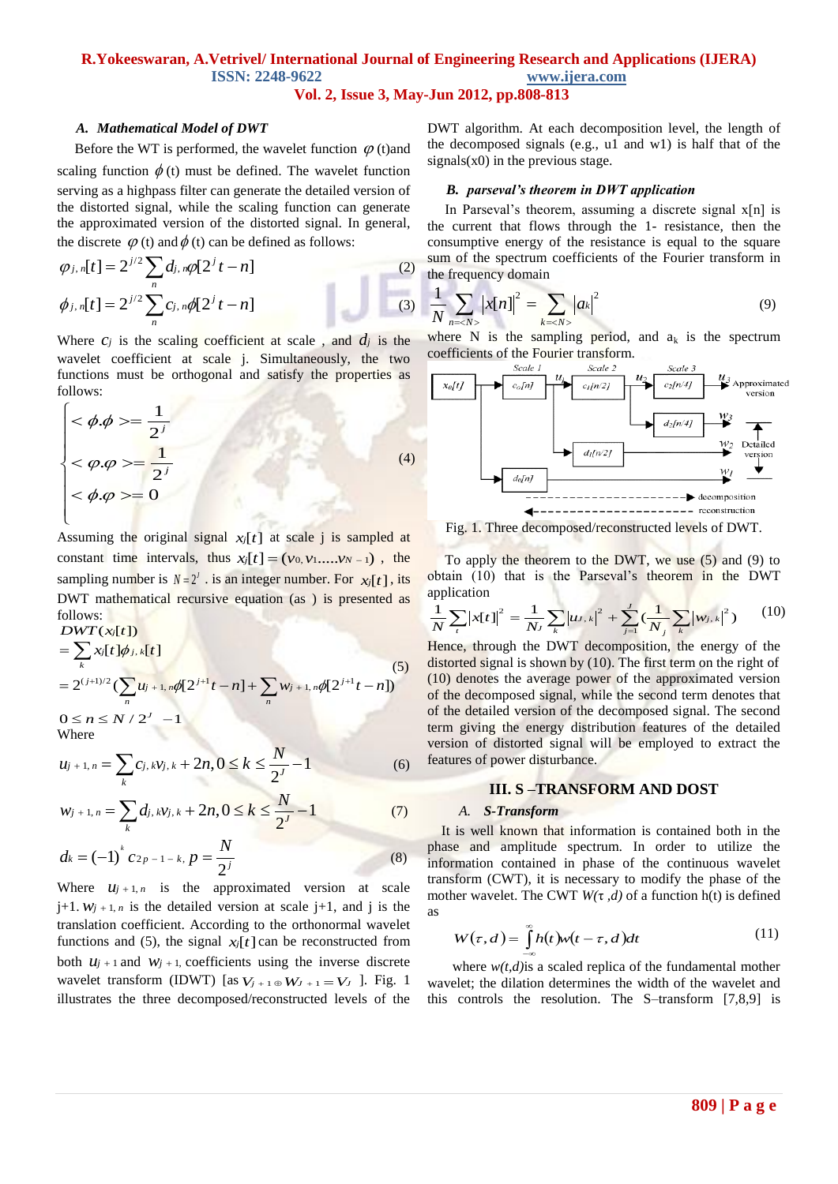### A. *Mathematical Model of DWT*

Before the WT is performed, the wavelet function $\varphi$ (t)and scaling function $\phi$ (t) must be defined. The wavelet function serving as a highpass filter can generate the detailed version of the distorted signal, while the scaling function can generate the approximated version of the distorted signal. In general, the discrete $\varphi$ (t) and $\phi$ (t) can be defined as follows:

$$\varphi_{j,n}[t] = 2^{j/2} \sum_n d_{j,n} \varphi[2^j t - n] \tag{2}$$

$$\phi_{j,n}[t] = 2^{j/2} \sum_n c_{j,n} \phi[2^j t - n] \tag{3}$$

Where $c_j$ is the scaling coefficient at scale , and $d_j$ is the wavelet coefficient at scale j. Simultaneously, the two functions must be orthogonal and satisfy the properties as follows:

$$\begin{cases} <\phi.\phi> = \dfrac{1}{2^j} \\ <\varphi.\varphi> = \dfrac{1}{2^j} \\ <\phi.\varphi> = 0 \end{cases} \tag{4}$$

Assuming the original signal $x_j[t]$ at scale j is sampled at constant time intervals, thus $x_j[t] = (v_0, v_1 \ldots\ldots v_{N-1})$ , the sampling number is $N = 2^J$ . is an integer number. For $x_j[t]$, its DWT mathematical recursive equation (as ) is presented as follows:

$$\begin{aligned} &DWT(x_j[t]) \\ &= \sum_k x_j[t] \phi_{j,k}[t] \\ &= 2^{(j+1)/2} \left( \sum_n u_{j+1,n} \phi[2^{j+1} t - n] + \sum_n w_{j+1,n} \phi[2^{j+1} t - n] \right) \end{aligned} \tag{5}$$

$0 \le n \le N / 2^J \;\; -1$

Where

$$u_{j+1,n} = \sum_k c_{j,k} v_{j,k} + 2n, 0 \le k \le \frac{N}{2^J} - 1 \tag{6}$$

$$w_{j+1,n} = \sum_k d_{j,k} v_{j,k} + 2n, 0 \le k \le \frac{N}{2^J} - 1 \tag{7}$$

$$d_k = (-1)^k c_{2p-1-k}, p = \frac{N}{2^j} \tag{8}$$

Where $u_{j+1,n}$ is the approximated version at scale j+1. $w_{j+1,n}$ is the detailed version at scale j+1, and j is the translation coefficient. According to the orthonormal wavelet functions and (5), the signal $x_j[t]$ can be reconstructed from both $u_{j+1}$ and $w_{j+1}$, coefficients using the inverse discrete wavelet transform (IDWT) [as $V_{J+1} \oplus W_{J+1} = V_J$ ]. Fig. 1 illustrates the three decomposed/reconstructed levels of the DWT algorithm. At each decomposition level, the length of the decomposed signals (e.g., u1 and w1) is half that of the signals(x0) in the previous stage.

### B. *parseval's theorem in DWT application*

In Parseval's theorem, assuming a discrete signal x[n] is the current that flows through the 1- resistance, then the consumptive energy of the resistance is equal to the square sum of the spectrum coefficients of the Fourier transform in the frequency domain

$$\frac{1}{N} \sum_{n=<N>} |x[n]|^2 = \sum_{k=<N>} |a_k|^2 \tag{9}$$

where N is the sampling period, and $a_k$ is the spectrum coefficients of the Fourier transform.

Fig. 1. Three decomposed/reconstructed levels of DWT.

To apply the theorem to the DWT, we use (5) and (9) to obtain (10) that is the Parseval's theorem in the DWT application

$$\frac{1}{N} \sum_t |x[t]|^2 = \frac{1}{N_J} \sum_k |u_{J,k}|^2 + \sum_{j=1}^{J} \left( \frac{1}{N_j} \sum_k |w_{j,k}|^2 \right) \tag{10}$$

Hence, through the DWT decomposition, the energy of the distorted signal is shown by (10). The first term on the right of (10) denotes the average power of the approximated version of the decomposed signal, while the second term denotes that of the detailed version of the decomposed signal. The second term giving the energy distribution features of the detailed version of distorted signal will be employed to extract the features of power disturbance.

## III. S –TRANSFORM AND DOST

### A. *S-Transform*

It is well known that information is contained both in the phase and amplitude spectrum. In order to utilize the information contained in phase of the continuous wavelet transform (CWT), it is necessary to modify the phase of the mother wavelet. The CWT $W(\tau, d)$ of a function h(t) is defined as

$$W(\tau, d) = \int_{-\infty}^{\infty} h(t) w(t - \tau, d) dt \tag{11}$$

where $w(t,d)$is a scaled replica of the fundamental mother wavelet; the dilation determines the width of the wavelet and this controls the resolution. The S–transform [7,8,9] is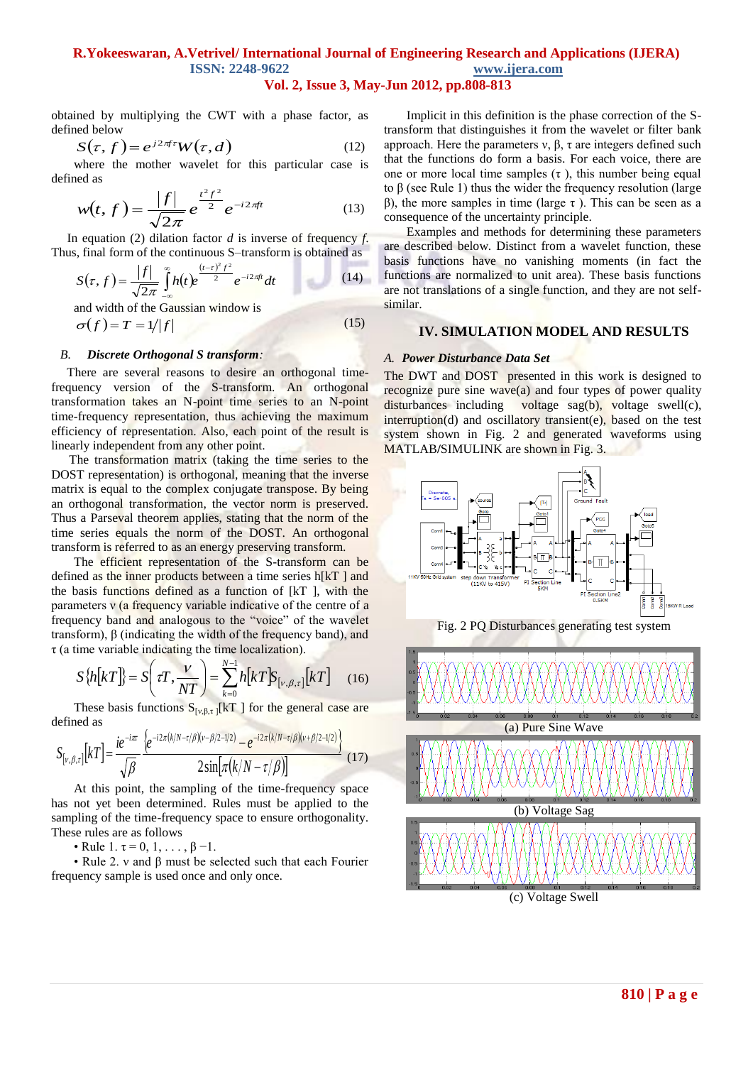obtained by multiplying the CWT with a phase factor, as defined below

$$S(\tau, f) = e^{j2\pi f\tau} W(\tau, d) \tag{12}$$

where the mother wavelet for this particular case is defined as

$$w(t, f) = \frac{|f|}{\sqrt{2\pi}} e^{\frac{t^2 f^2}{2}} e^{-i2\pi ft} \tag{13}$$

In equation (2) dilation factor $d$ is inverse of frequency $f$. Thus, final form of the continuous S–transform is obtained as

$$S(\tau, f) = \frac{|f|}{\sqrt{2\pi}} \int_{-\infty}^{\infty} h(t) e^{\frac{(t-\tau)^2 f^2}{2}} e^{-i2\pi ft} dt \tag{14}$$

and width of the Gaussian window is

$$\sigma(f) = T = 1/|f| \tag{15}$$

### B. *Discrete Orthogonal S transform:*

There are several reasons to desire an orthogonal time-frequency version of the S-transform. An orthogonal transformation takes an N-point time series to an N-point time-frequency representation, thus achieving the maximum efficiency of representation. Also, each point of the result is linearly independent from any other point.

The transformation matrix (taking the time series to the DOST representation) is orthogonal, meaning that the inverse matrix is equal to the complex conjugate transpose. By being an orthogonal transformation, the vector norm is preserved. Thus a Parseval theorem applies, stating that the norm of the time series equals the norm of the DOST. An orthogonal transform is referred to as an energy preserving transform.

The efficient representation of the S-transform can be defined as the inner products between a time series h[kT ] and the basis functions defined as a function of [kT ], with the parameters ν (a frequency variable indicative of the centre of a frequency band and analogous to the "voice" of the wavelet transform), β (indicating the width of the frequency band), and τ (a time variable indicating the time localization).

$$S\{h[kT]\} = S\left(\tau T, \frac{\nu}{NT}\right) = \sum_{k=0}^{N-1} h[kT] S_{[\nu,\beta,\tau]}[kT] \tag{16}$$

These basis functions $S_{[\nu,\beta,\tau]}[kT]$ for the general case are defined as

$$S_{[\nu,\beta,\tau]}[kT] = \frac{ie^{-i\pi\tau}}{\sqrt{\beta}} \frac{\left\{e^{-i2\pi(k/N-\tau/\beta)(\nu-\beta/2-1/2)} - e^{-i2\pi(k/N-\tau/\beta)(\nu+\beta/2-1/2)}\right\}}{2\sin[\pi(k/N-\tau/\beta)]} \tag{17}$$

At this point, the sampling of the time-frequency space has not yet been determined. Rules must be applied to the sampling of the time-frequency space to ensure orthogonality. These rules are as follows

- Rule 1. τ = 0, 1, . . . , β −1.
- Rule 2. ν and β must be selected such that each Fourier frequency sample is used once and only once.

Implicit in this definition is the phase correction of the S-transform that distinguishes it from the wavelet or filter bank approach. Here the parameters ν, β, τ are integers defined such that the functions do form a basis. For each voice, there are one or more local time samples (τ ), this number being equal to β (see Rule 1) thus the wider the frequency resolution (large β), the more samples in time (large τ ). This can be seen as a consequence of the uncertainty principle.

Examples and methods for determining these parameters are described below. Distinct from a wavelet function, these basis functions have no vanishing moments (in fact the functions are normalized to unit area). These basis functions are not translations of a single function, and they are not self-similar.

## IV. SIMULATION MODEL AND RESULTS

### A. *Power Disturbance Data Set*

The DWT and DOST presented in this work is designed to recognize pure sine wave(a) and four types of power quality disturbances including voltage sag(b), voltage swell(c), interruption(d) and oscillatory transient(e), based on the test system shown in Fig. 2 and generated waveforms using MATLAB/SIMULINK are shown in Fig. 3.

Fig. 2 PQ Disturbances generating test system

(a) Pure Sine Wave

(b) Voltage Sag

(c) Voltage Swell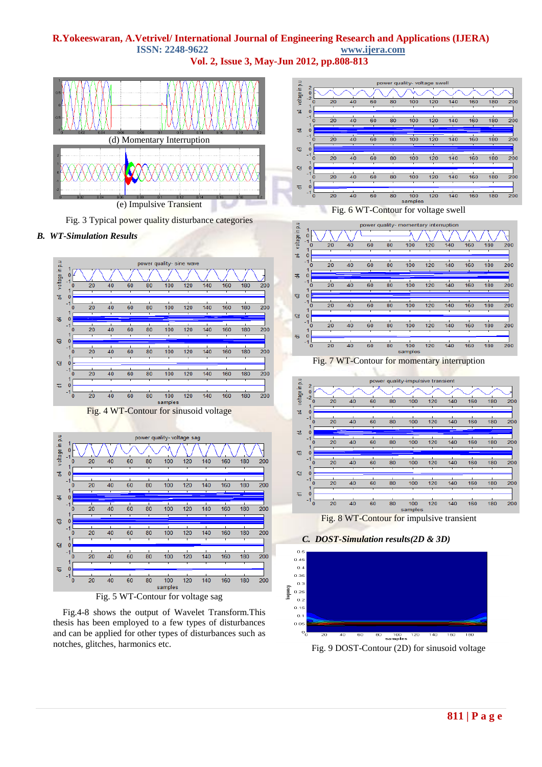(d) Momentary Interruption

(e) Impulsive Transient

Fig. 3 Typical power quality disturbance categories

### *B. WT-Simulation Results*

Fig. 4 WT-Contour for sinusoid voltage

Fig. 5 WT-Contour for voltage sag

Fig.4-8 shows the output of Wavelet Transform.This thesis has been employed to a few types of disturbances and can be applied for other types of disturbances such as notches, glitches, harmonics etc.

Fig. 6 WT-Contour for voltage swell

Fig. 7 WT-Contour for momentary interruption

Fig. 8 WT-Contour for impulsive transient

### *C. DOST-Simulation results(2D & 3D)*

Fig. 9 DOST-Contour (2D) for sinusoid voltage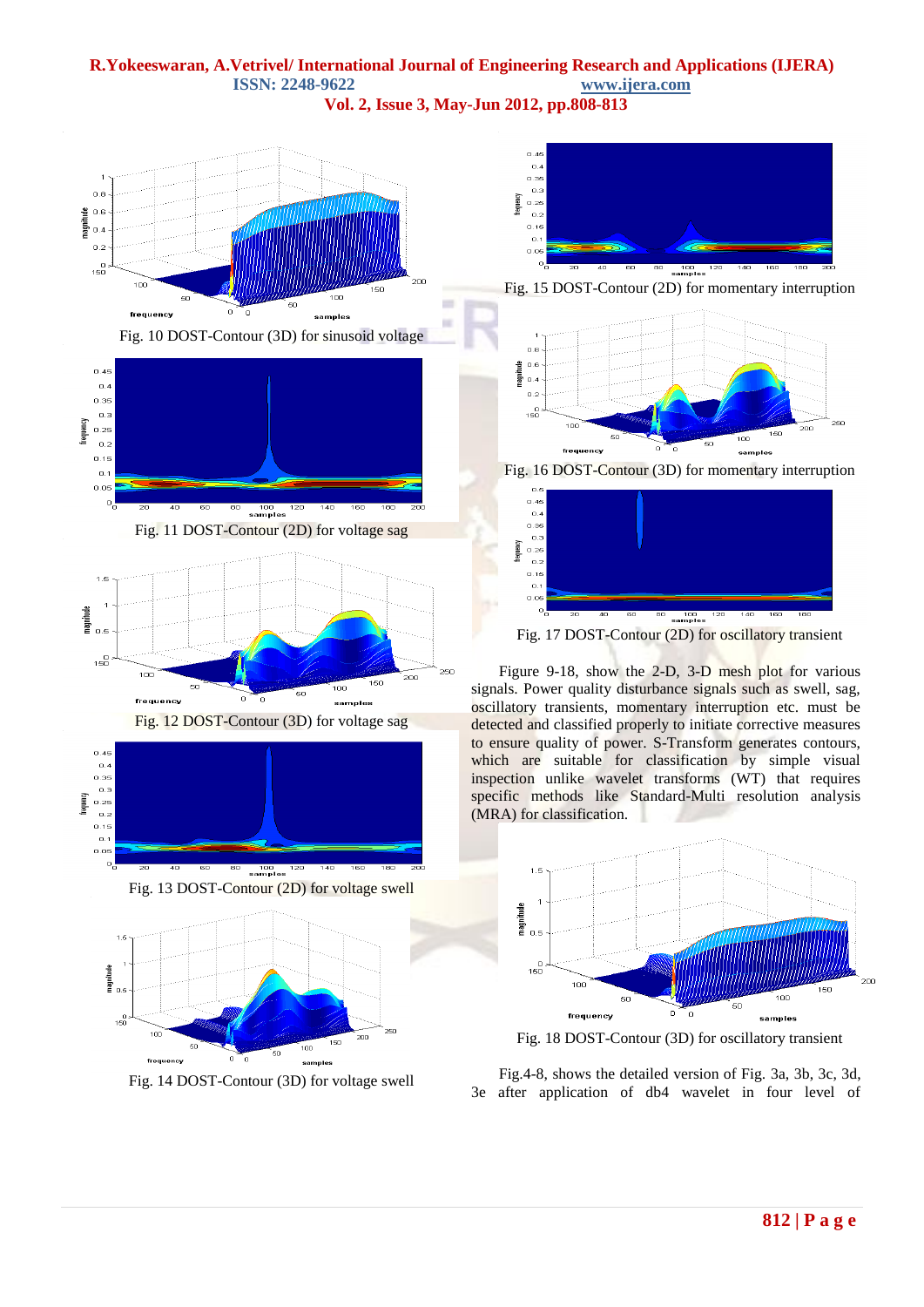Fig. 10 DOST-Contour (3D) for sinusoid voltage

Fig. 11 DOST-Contour (2D) for voltage sag

Fig. 12 DOST-Contour (3D) for voltage sag

Fig. 13 DOST-Contour (2D) for voltage swell

Fig. 14 DOST-Contour (3D) for voltage swell

Fig. 15 DOST-Contour (2D) for momentary interruption

Fig. 16 DOST-Contour (3D) for momentary interruption

Fig. 17 DOST-Contour (2D) for oscillatory transient

Figure 9-18, show the 2-D, 3-D mesh plot for various signals. Power quality disturbance signals such as swell, sag, oscillatory transients, momentary interruption etc. must be detected and classified properly to initiate corrective measures to ensure quality of power. S-Transform generates contours, which are suitable for classification by simple visual inspection unlike wavelet transforms (WT) that requires specific methods like Standard-Multi resolution analysis (MRA) for classification.

Fig. 18 DOST-Contour (3D) for oscillatory transient

Fig.4-8, shows the detailed version of Fig. 3a, 3b, 3c, 3d, 3e after application of db4 wavelet in four level of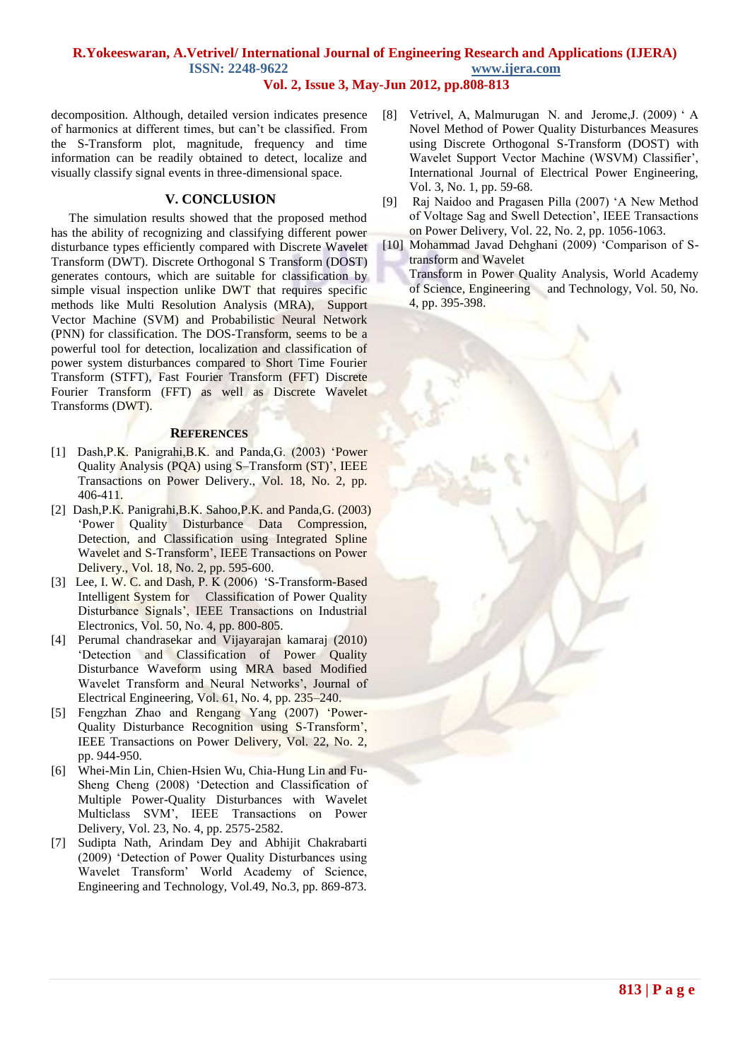decomposition. Although, detailed version indicates presence of harmonics at different times, but can't be classified. From the S-Transform plot, magnitude, frequency and time information can be readily obtained to detect, localize and visually classify signal events in three-dimensional space.

## V. CONCLUSION

The simulation results showed that the proposed method has the ability of recognizing and classifying different power disturbance types efficiently compared with Discrete Wavelet Transform (DWT). Discrete Orthogonal S Transform (DOST) generates contours, which are suitable for classification by simple visual inspection unlike DWT that requires specific methods like Multi Resolution Analysis (MRA), Support Vector Machine (SVM) and Probabilistic Neural Network (PNN) for classification. The DOS-Transform, seems to be a powerful tool for detection, localization and classification of power system disturbances compared to Short Time Fourier Transform (STFT), Fast Fourier Transform (FFT) Discrete Fourier Transform (FFT) as well as Discrete Wavelet Transforms (DWT).

## REFERENCES

[1] Dash,P.K. Panigrahi,B.K. and Panda,G. (2003) 'Power Quality Analysis (PQA) using S–Transform (ST)', IEEE Transactions on Power Delivery., Vol. 18, No. 2, pp. 406-411.

[2] Dash,P.K. Panigrahi,B.K. Sahoo,P.K. and Panda,G. (2003) 'Power Quality Disturbance Data Compression, Detection, and Classification using Integrated Spline Wavelet and S-Transform', IEEE Transactions on Power Delivery., Vol. 18, No. 2, pp. 595-600.

[3] Lee, I. W. C. and Dash, P. K (2006) 'S-Transform-Based Intelligent System for Classification of Power Quality Disturbance Signals', IEEE Transactions on Industrial Electronics, Vol. 50, No. 4, pp. 800-805.

[4] Perumal chandrasekar and Vijayarajan kamaraj (2010) 'Detection and Classification of Power Quality Disturbance Waveform using MRA based Modified Wavelet Transform and Neural Networks', Journal of Electrical Engineering, Vol. 61, No. 4, pp. 235–240.

[5] Fengzhan Zhao and Rengang Yang (2007) 'Power-Quality Disturbance Recognition using S-Transform', IEEE Transactions on Power Delivery, Vol. 22, No. 2, pp. 944-950.

[6] Whei-Min Lin, Chien-Hsien Wu, Chia-Hung Lin and Fu-Sheng Cheng (2008) 'Detection and Classification of Multiple Power-Quality Disturbances with Wavelet Multiclass SVM', IEEE Transactions on Power Delivery, Vol. 23, No. 4, pp. 2575-2582.

[7] Sudipta Nath, Arindam Dey and Abhijit Chakrabarti (2009) 'Detection of Power Quality Disturbances using Wavelet Transform' World Academy of Science, Engineering and Technology, Vol.49, No.3, pp. 869-873.

[8] Vetrivel, A, Malmurugan N. and Jerome,J. (2009) ' A Novel Method of Power Quality Disturbances Measures using Discrete Orthogonal S-Transform (DOST) with Wavelet Support Vector Machine (WSVM) Classifier', International Journal of Electrical Power Engineering, Vol. 3, No. 1, pp. 59-68.

[9] Raj Naidoo and Pragasen Pilla (2007) 'A New Method of Voltage Sag and Swell Detection', IEEE Transactions on Power Delivery, Vol. 22, No. 2, pp. 1056-1063.

[10] Mohammad Javad Dehghani (2009) 'Comparison of S-transform and Wavelet Transform in Power Quality Analysis, World Academy of Science, Engineering and Technology, Vol. 50, No. 4, pp. 395-398.